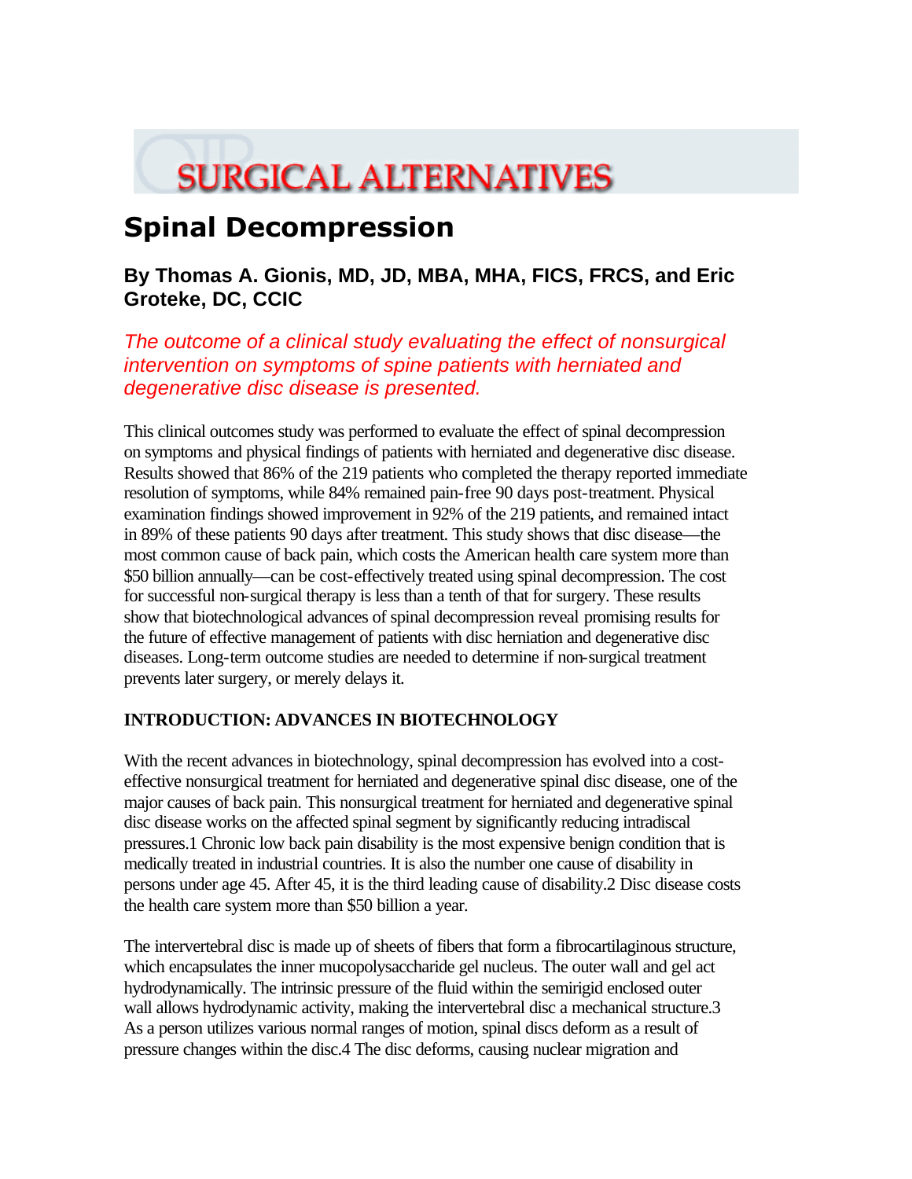# SURGICAL ALTERNATIVES

# Spinal Decompression

## By Thomas A. Gionis, MD, JD, MBA, MHA, FICS, FRCS, and Eric Groteke, DC, CCIC

*The outcome of a clinical study evaluating the effect of nonsurgical intervention on symptoms of spine patients with herniated and degenerative disc disease is presented.*

This clinical outcomes study was performed to evaluate the effect of spinal decompression on symptoms and physical findings of patients with herniated and degenerative disc disease. Results showed that 86% of the 219 patients who completed the therapy reported immediate resolution of symptoms, while 84% remained pain-free 90 days post-treatment. Physical examination findings showed improvement in 92% of the 219 patients, and remained intact in 89% of these patients 90 days after treatment. This study shows that disc disease—the most common cause of back pain, which costs the American health care system more than $50 billion annually—can be cost-effectively treated using spinal decompression. The cost for successful non-surgical therapy is less than a tenth of that for surgery. These results show that biotechnological advances of spinal decompression reveal promising results for the future of effective management of patients with disc herniation and degenerative disc diseases. Long-term outcome studies are needed to determine if non-surgical treatment prevents later surgery, or merely delays it.

### INTRODUCTION: ADVANCES IN BIOTECHNOLOGY

With the recent advances in biotechnology, spinal decompression has evolved into a cost-effective nonsurgical treatment for herniated and degenerative spinal disc disease, one of the major causes of back pain. This nonsurgical treatment for herniated and degenerative spinal disc disease works on the affected spinal segment by significantly reducing intradiscal pressures.[1] Chronic low back pain disability is the most expensive benign condition that is medically treated in industrial countries. It is also the number one cause of disability in persons under age 45. After 45, it is the third leading cause of disability.[2] Disc disease costs the health care system more than $50 billion a year.

The intervertebral disc is made up of sheets of fibers that form a fibrocartilaginous structure, which encapsulates the inner mucopolysaccharide gel nucleus. The outer wall and gel act hydrodynamically. The intrinsic pressure of the fluid within the semirigid enclosed outer wall allows hydrodynamic activity, making the intervertebral disc a mechanical structure.[3] As a person utilizes various normal ranges of motion, spinal discs deform as a result of pressure changes within the disc.[4] The disc deforms, causing nuclear migration and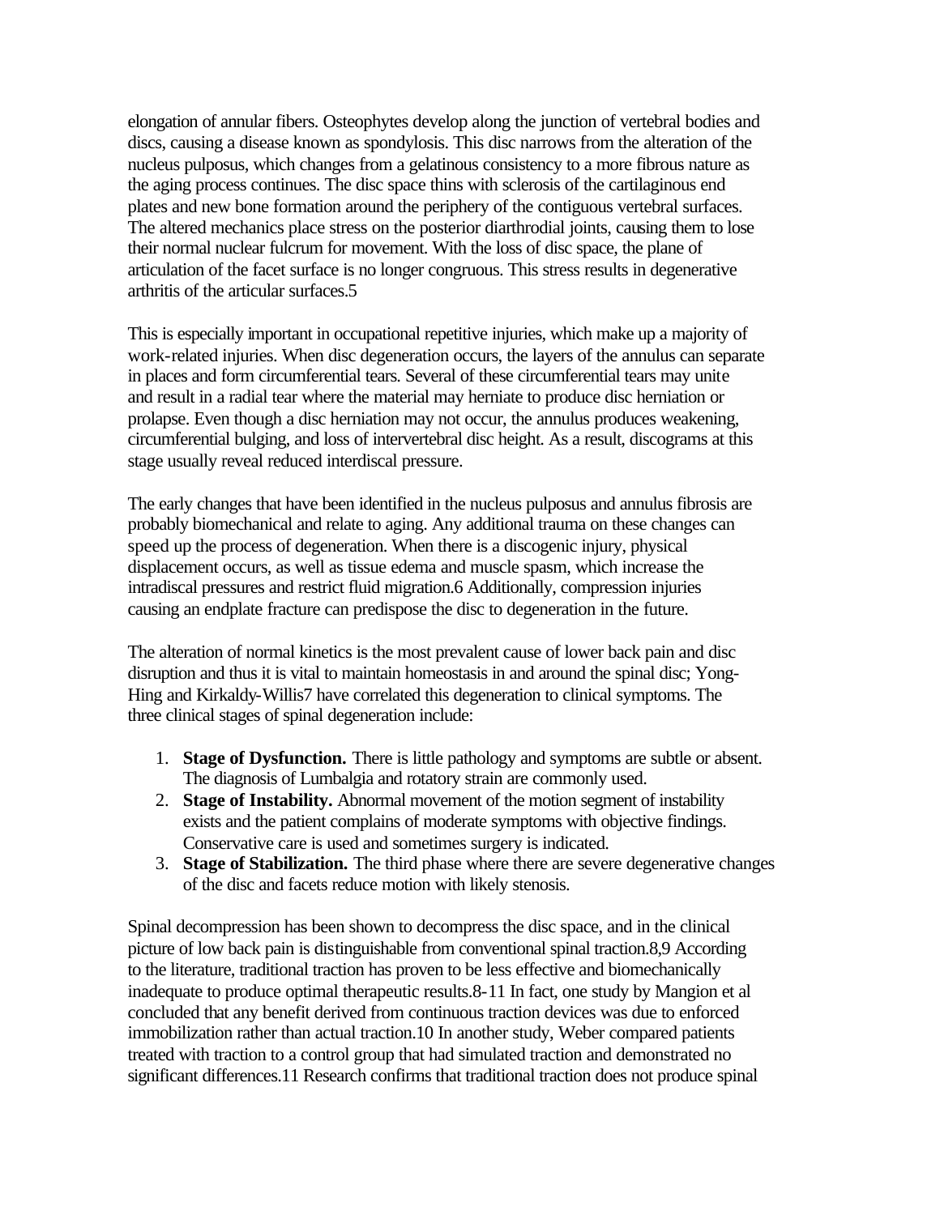elongation of annular fibers. Osteophytes develop along the junction of vertebral bodies and discs, causing a disease known as spondylosis. This disc narrows from the alteration of the nucleus pulposus, which changes from a gelatinous consistency to a more fibrous nature as the aging process continues. The disc space thins with sclerosis of the cartilaginous end plates and new bone formation around the periphery of the contiguous vertebral surfaces. The altered mechanics place stress on the posterior diarthrodial joints, causing them to lose their normal nuclear fulcrum for movement. With the loss of disc space, the plane of articulation of the facet surface is no longer congruous. This stress results in degenerative arthritis of the articular surfaces.5

This is especially important in occupational repetitive injuries, which make up a majority of work-related injuries. When disc degeneration occurs, the layers of the annulus can separate in places and form circumferential tears. Several of these circumferential tears may unite and result in a radial tear where the material may herniate to produce disc herniation or prolapse. Even though a disc herniation may not occur, the annulus produces weakening, circumferential bulging, and loss of intervertebral disc height. As a result, discograms at this stage usually reveal reduced interdiscal pressure.

The early changes that have been identified in the nucleus pulposus and annulus fibrosis are probably biomechanical and relate to aging. Any additional trauma on these changes can speed up the process of degeneration. When there is a discogenic injury, physical displacement occurs, as well as tissue edema and muscle spasm, which increase the intradiscal pressures and restrict fluid migration.6 Additionally, compression injuries causing an endplate fracture can predispose the disc to degeneration in the future.

The alteration of normal kinetics is the most prevalent cause of lower back pain and disc disruption and thus it is vital to maintain homeostasis in and around the spinal disc; Yong-Hing and Kirkaldy-Willis7 have correlated this degeneration to clinical symptoms. The three clinical stages of spinal degeneration include:

1. **Stage of Dysfunction.** There is little pathology and symptoms are subtle or absent. The diagnosis of Lumbalgia and rotatory strain are commonly used.
2. **Stage of Instability.** Abnormal movement of the motion segment of instability exists and the patient complains of moderate symptoms with objective findings. Conservative care is used and sometimes surgery is indicated.
3. **Stage of Stabilization.** The third phase where there are severe degenerative changes of the disc and facets reduce motion with likely stenosis.

Spinal decompression has been shown to decompress the disc space, and in the clinical picture of low back pain is distinguishable from conventional spinal traction.8,9 According to the literature, traditional traction has proven to be less effective and biomechanically inadequate to produce optimal therapeutic results.8-11 In fact, one study by Mangion et al concluded that any benefit derived from continuous traction devices was due to enforced immobilization rather than actual traction.10 In another study, Weber compared patients treated with traction to a control group that had simulated traction and demonstrated no significant differences.11 Research confirms that traditional traction does not produce spinal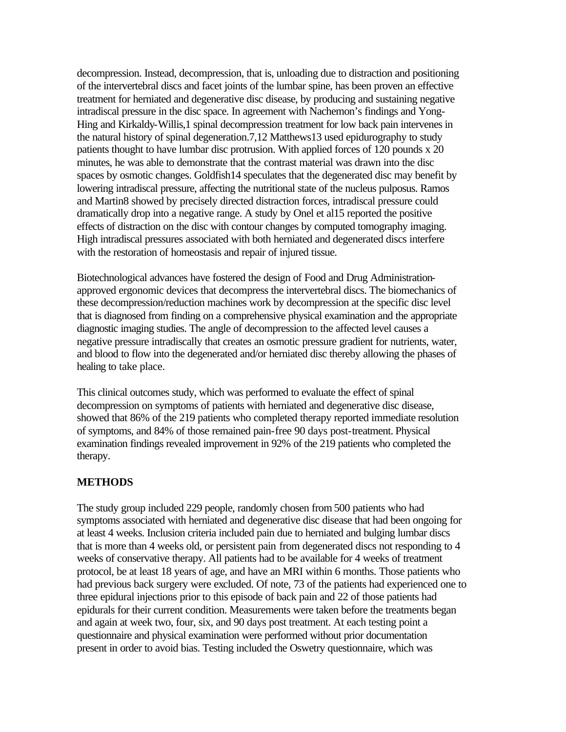decompression. Instead, decompression, that is, unloading due to distraction and positioning of the intervertebral discs and facet joints of the lumbar spine, has been proven an effective treatment for herniated and degenerative disc disease, by producing and sustaining negative intradiscal pressure in the disc space. In agreement with Nachemon's findings and Yong-Hing and Kirkaldy-Willis,[1] spinal decompression treatment for low back pain intervenes in the natural history of spinal degeneration.[7,12] Matthews[13] used epidurography to study patients thought to have lumbar disc protrusion. With applied forces of 120 pounds x 20 minutes, he was able to demonstrate that the contrast material was drawn into the disc spaces by osmotic changes. Goldfish[14] speculates that the degenerated disc may benefit by lowering intradiscal pressure, affecting the nutritional state of the nucleus pulposus. Ramos and Martin[8] showed by precisely directed distraction forces, intradiscal pressure could dramatically drop into a negative range. A study by Onel et al[15] reported the positive effects of distraction on the disc with contour changes by computed tomography imaging. High intradiscal pressures associated with both herniated and degenerated discs interfere with the restoration of homeostasis and repair of injured tissue.

Biotechnological advances have fostered the design of Food and Drug Administration-approved ergonomic devices that decompress the intervertebral discs. The biomechanics of these decompression/reduction machines work by decompression at the specific disc level that is diagnosed from finding on a comprehensive physical examination and the appropriate diagnostic imaging studies. The angle of decompression to the affected level causes a negative pressure intradiscally that creates an osmotic pressure gradient for nutrients, water, and blood to flow into the degenerated and/or herniated disc thereby allowing the phases of healing to take place.

This clinical outcomes study, which was performed to evaluate the effect of spinal decompression on symptoms of patients with herniated and degenerative disc disease, showed that 86% of the 219 patients who completed therapy reported immediate resolution of symptoms, and 84% of those remained pain-free 90 days post-treatment. Physical examination findings revealed improvement in 92% of the 219 patients who completed the therapy.

## METHODS

The study group included 229 people, randomly chosen from 500 patients who had symptoms associated with herniated and degenerative disc disease that had been ongoing for at least 4 weeks. Inclusion criteria included pain due to herniated and bulging lumbar discs that is more than 4 weeks old, or persistent pain from degenerated discs not responding to 4 weeks of conservative therapy. All patients had to be available for 4 weeks of treatment protocol, be at least 18 years of age, and have an MRI within 6 months. Those patients who had previous back surgery were excluded. Of note, 73 of the patients had experienced one to three epidural injections prior to this episode of back pain and 22 of those patients had epidurals for their current condition. Measurements were taken before the treatments began and again at week two, four, six, and 90 days post treatment. At each testing point a questionnaire and physical examination were performed without prior documentation present in order to avoid bias. Testing included the Oswetry questionnaire, which was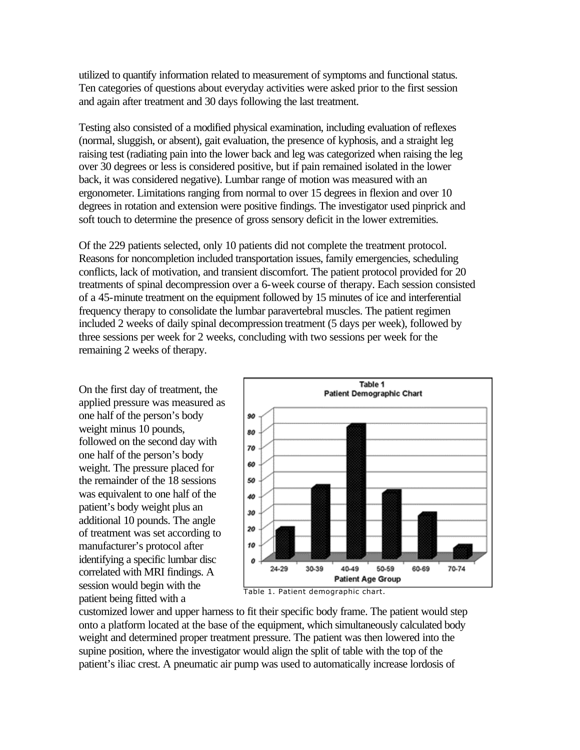utilized to quantify information related to measurement of symptoms and functional status. Ten categories of questions about everyday activities were asked prior to the first session and again after treatment and 30 days following the last treatment.

Testing also consisted of a modified physical examination, including evaluation of reflexes (normal, sluggish, or absent), gait evaluation, the presence of kyphosis, and a straight leg raising test (radiating pain into the lower back and leg was categorized when raising the leg over 30 degrees or less is considered positive, but if pain remained isolated in the lower back, it was considered negative). Lumbar range of motion was measured with an ergonometer. Limitations ranging from normal to over 15 degrees in flexion and over 10 degrees in rotation and extension were positive findings. The investigator used pinprick and soft touch to determine the presence of gross sensory deficit in the lower extremities.

Of the 229 patients selected, only 10 patients did not complete the treatment protocol. Reasons for noncompletion included transportation issues, family emergencies, scheduling conflicts, lack of motivation, and transient discomfort. The patient protocol provided for 20 treatments of spinal decompression over a 6-week course of therapy. Each session consisted of a 45-minute treatment on the equipment followed by 15 minutes of ice and interferential frequency therapy to consolidate the lumbar paravertebral muscles. The patient regimen included 2 weeks of daily spinal decompression treatment (5 days per week), followed by three sessions per week for 2 weeks, concluding with two sessions per week for the remaining 2 weeks of therapy.

On the first day of treatment, the applied pressure was measured as one half of the person's body weight minus 10 pounds, followed on the second day with one half of the person's body weight. The pressure placed for the remainder of the 18 sessions was equivalent to one half of the patient's body weight plus an additional 10 pounds. The angle of treatment was set according to manufacturer's protocol after identifying a specific lumbar disc correlated with MRI findings. A session would begin with the patient being fitted with a customized lower and upper harness to fit their specific body frame. The patient would step onto a platform located at the base of the equipment, which simultaneously calculated body weight and determined proper treatment pressure. The patient was then lowered into the supine position, where the investigator would align the split of table with the top of the patient's iliac crest. A pneumatic air pump was used to automatically increase lordosis of

Table 1. Patient demographic chart.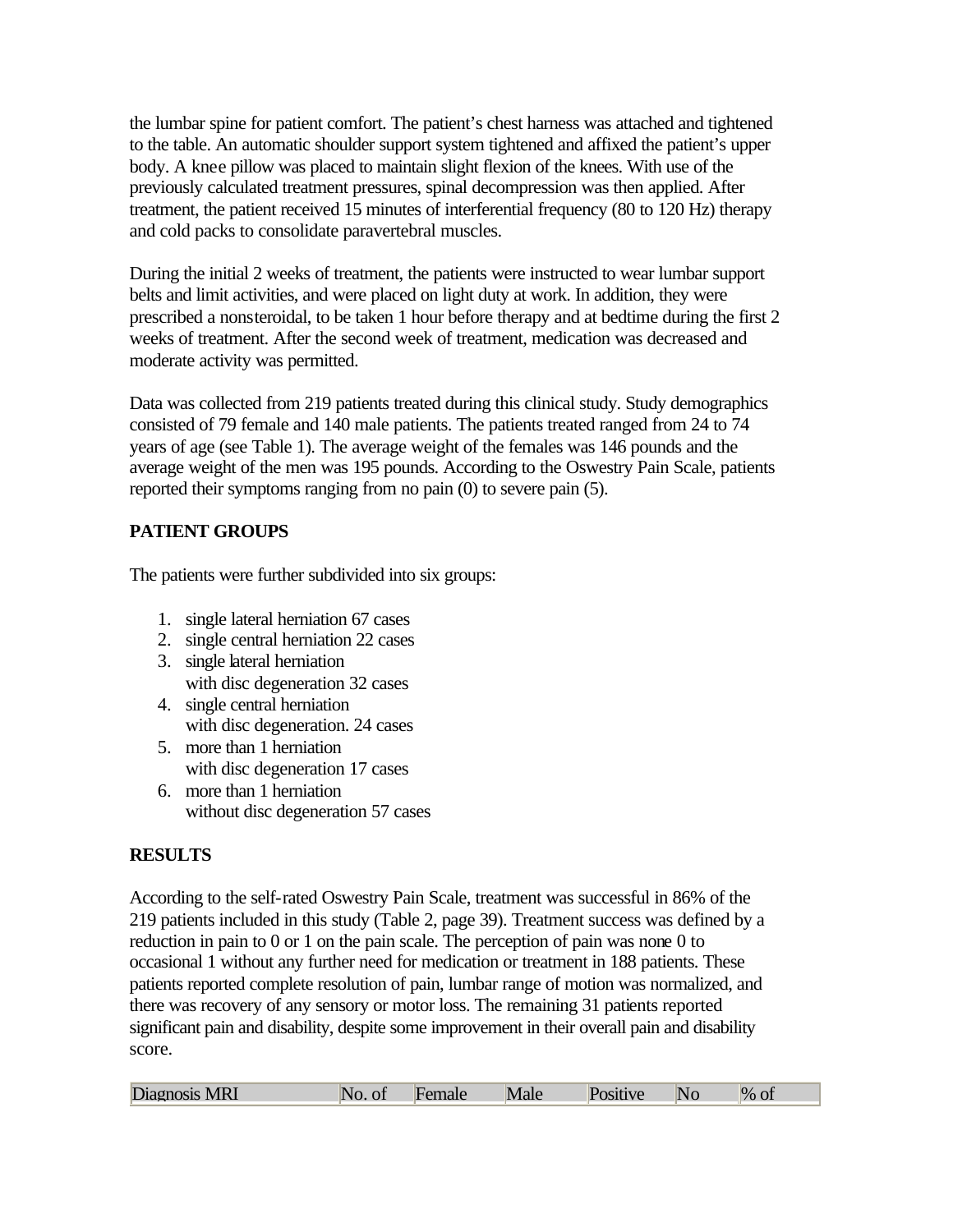the lumbar spine for patient comfort. The patient's chest harness was attached and tightened to the table. An automatic shoulder support system tightened and affixed the patient's upper body. A knee pillow was placed to maintain slight flexion of the knees. With use of the previously calculated treatment pressures, spinal decompression was then applied. After treatment, the patient received 15 minutes of interferential frequency (80 to 120 Hz) therapy and cold packs to consolidate paravertebral muscles.

During the initial 2 weeks of treatment, the patients were instructed to wear lumbar support belts and limit activities, and were placed on light duty at work. In addition, they were prescribed a nonsteroidal, to be taken 1 hour before therapy and at bedtime during the first 2 weeks of treatment. After the second week of treatment, medication was decreased and moderate activity was permitted.

Data was collected from 219 patients treated during this clinical study. Study demographics consisted of 79 female and 140 male patients. The patients treated ranged from 24 to 74 years of age (see Table 1). The average weight of the females was 146 pounds and the average weight of the men was 195 pounds. According to the Oswestry Pain Scale, patients reported their symptoms ranging from no pain (0) to severe pain (5).

**PATIENT GROUPS**

The patients were further subdivided into six groups:

1. single lateral herniation 67 cases
2. single central herniation 22 cases
3. single lateral herniation
   with disc degeneration 32 cases
4. single central herniation
   with disc degeneration. 24 cases
5. more than 1 herniation
   with disc degeneration 17 cases
6. more than 1 herniation
   without disc degeneration 57 cases

**RESULTS**

According to the self-rated Oswestry Pain Scale, treatment was successful in 86% of the 219 patients included in this study (Table 2, page 39). Treatment success was defined by a reduction in pain to 0 or 1 on the pain scale. The perception of pain was none 0 to occasional 1 without any further need for medication or treatment in 188 patients. These patients reported complete resolution of pain, lumbar range of motion was normalized, and there was recovery of any sensory or motor loss. The remaining 31 patients reported significant pain and disability, despite some improvement in their overall pain and disability score.

| Diagnosis MRI | No. of | Female | Male | Positive | No | % of |
|---|---|---|---|---|---|---|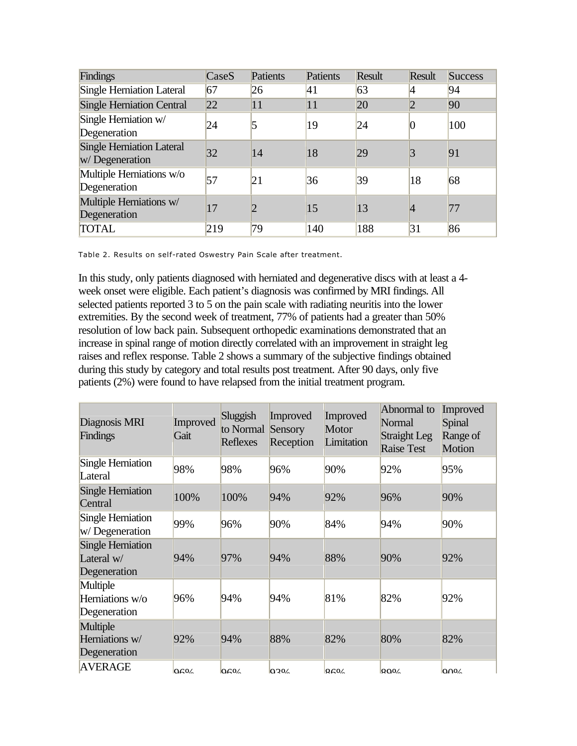| Findings | CaseS | Patients | Patients | Result | Result | Success |
|---|---|---|---|---|---|---|
| Single Herniation Lateral | 67 | 26 | 41 | 63 | 4 | 94 |
| Single Herniation Central | 22 | 11 | 11 | 20 | 2 | 90 |
| Single Herniation w/ Degeneration | 24 | 5 | 19 | 24 | 0 | 100 |
| Single Herniation Lateral w/ Degeneration | 32 | 14 | 18 | 29 | 3 | 91 |
| Multiple Herniations w/o Degeneration | 57 | 21 | 36 | 39 | 18 | 68 |
| Multiple Herniations w/ Degeneration | 17 | 2 | 15 | 13 | 4 | 77 |
| TOTAL | 219 | 79 | 140 | 188 | 31 | 86 |

Table 2. Results on self-rated Oswestry Pain Scale after treatment.

In this study, only patients diagnosed with herniated and degenerative discs with at least a 4-week onset were eligible. Each patient's diagnosis was confirmed by MRI findings. All selected patients reported 3 to 5 on the pain scale with radiating neuritis into the lower extremities. By the second week of treatment, 77% of patients had a greater than 50% resolution of low back pain. Subsequent orthopedic examinations demonstrated that an increase in spinal range of motion directly correlated with an improvement in straight leg raises and reflex response. Table 2 shows a summary of the subjective findings obtained during this study by category and total results post treatment. After 90 days, only five patients (2%) were found to have relapsed from the initial treatment program.

| Diagnosis MRI Findings | Improved Gait | Sluggish to Normal Reflexes | Improved Sensory Reception | Improved Motor Limitation | Abnormal to Normal Straight Leg Raise Test | Improved Spinal Range of Motion |
|---|---|---|---|---|---|---|
| Single Herniation Lateral | 98% | 98% | 96% | 90% | 92% | 95% |
| Single Herniation Central | 100% | 100% | 94% | 92% | 96% | 90% |
| Single Herniation w/ Degeneration | 99% | 96% | 90% | 84% | 94% | 90% |
| Single Herniation Lateral w/ Degeneration | 94% | 97% | 94% | 88% | 90% | 92% |
| Multiple Herniations w/o Degeneration | 96% | 94% | 94% | 81% | 82% | 92% |
| Multiple Herniations w/ Degeneration | 92% | 94% | 88% | 82% | 80% | 82% |
| AVERAGE | 96% | 96% | 93% | 86% | 89% | 90% |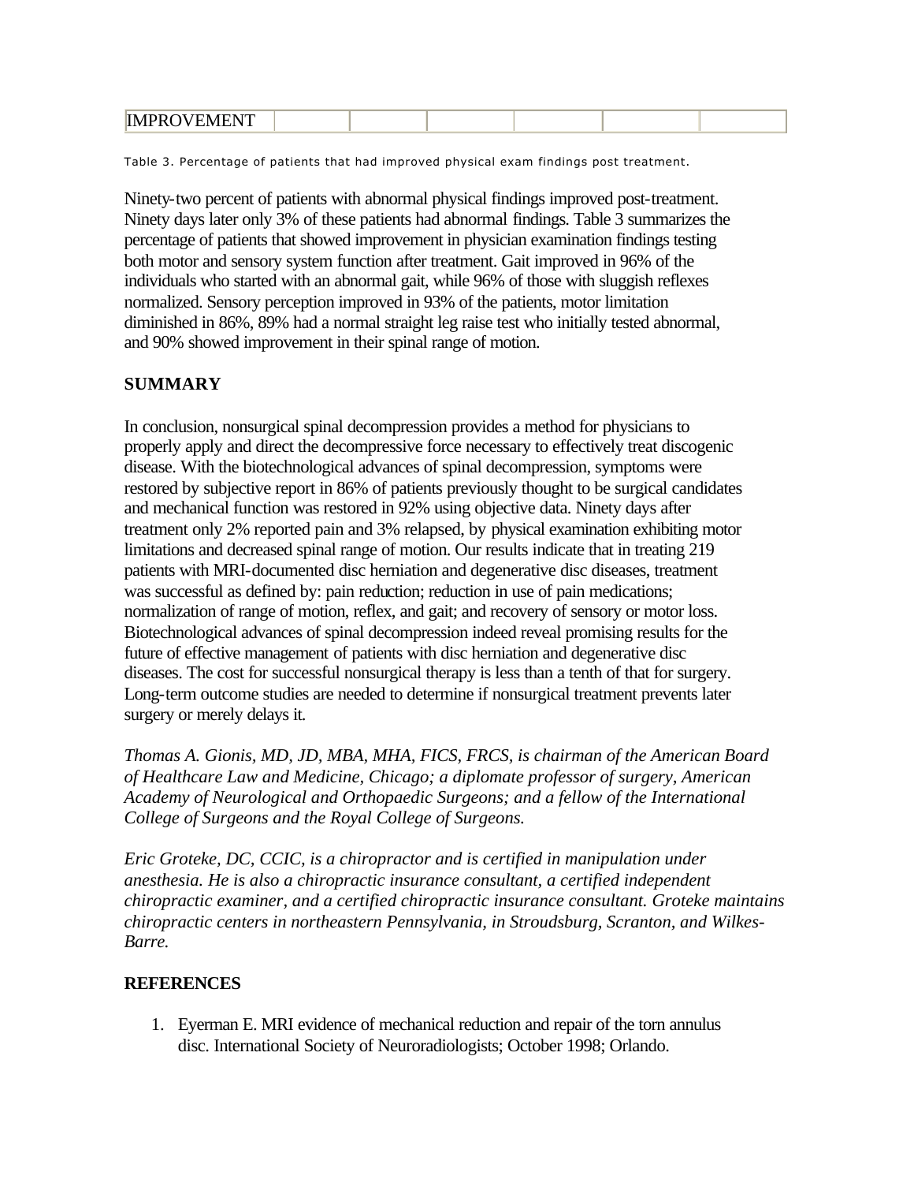| IMPROVEMENT | | | | | | | |
|---|---|---|---|---|---|---|---|

Table 3. Percentage of patients that had improved physical exam findings post treatment.

Ninety-two percent of patients with abnormal physical findings improved post-treatment. Ninety days later only 3% of these patients had abnormal findings. Table 3 summarizes the percentage of patients that showed improvement in physician examination findings testing both motor and sensory system function after treatment. Gait improved in 96% of the individuals who started with an abnormal gait, while 96% of those with sluggish reflexes normalized. Sensory perception improved in 93% of the patients, motor limitation diminished in 86%, 89% had a normal straight leg raise test who initially tested abnormal, and 90% showed improvement in their spinal range of motion.

**SUMMARY**

In conclusion, nonsurgical spinal decompression provides a method for physicians to properly apply and direct the decompressive force necessary to effectively treat discogenic disease. With the biotechnological advances of spinal decompression, symptoms were restored by subjective report in 86% of patients previously thought to be surgical candidates and mechanical function was restored in 92% using objective data. Ninety days after treatment only 2% reported pain and 3% relapsed, by physical examination exhibiting motor limitations and decreased spinal range of motion. Our results indicate that in treating 219 patients with MRI-documented disc herniation and degenerative disc diseases, treatment was successful as defined by: pain reduction; reduction in use of pain medications; normalization of range of motion, reflex, and gait; and recovery of sensory or motor loss. Biotechnological advances of spinal decompression indeed reveal promising results for the future of effective management of patients with disc herniation and degenerative disc diseases. The cost for successful nonsurgical therapy is less than a tenth of that for surgery. Long-term outcome studies are needed to determine if nonsurgical treatment prevents later surgery or merely delays it.

*Thomas A. Gionis, MD, JD, MBA, MHA, FICS, FRCS, is chairman of the American Board of Healthcare Law and Medicine, Chicago; a diplomate professor of surgery, American Academy of Neurological and Orthopaedic Surgeons; and a fellow of the International College of Surgeons and the Royal College of Surgeons.*

*Eric Groteke, DC, CCIC, is a chiropractor and is certified in manipulation under anesthesia. He is also a chiropractic insurance consultant, a certified independent chiropractic examiner, and a certified chiropractic insurance consultant. Groteke maintains chiropractic centers in northeastern Pennsylvania, in Stroudsburg, Scranton, and Wilkes-Barre.*

**REFERENCES**

1. Eyerman E. MRI evidence of mechanical reduction and repair of the torn annulus disc. International Society of Neuroradiologists; October 1998; Orlando.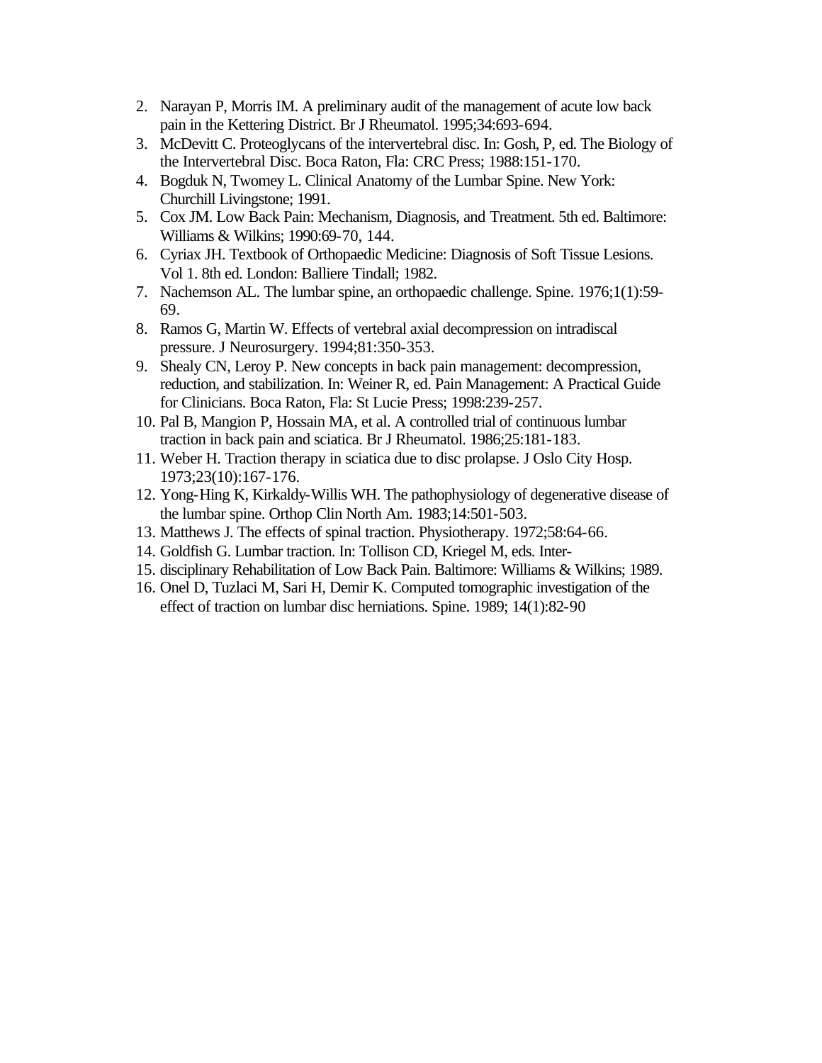2. Narayan P, Morris IM. A preliminary audit of the management of acute low back pain in the Kettering District. Br J Rheumatol. 1995;34:693-694.
3. McDevitt C. Proteoglycans of the intervertebral disc. In: Gosh, P, ed. The Biology of the Intervertebral Disc. Boca Raton, Fla: CRC Press; 1988:151-170.
4. Bogduk N, Twomey L. Clinical Anatomy of the Lumbar Spine. New York: Churchill Livingstone; 1991.
5. Cox JM. Low Back Pain: Mechanism, Diagnosis, and Treatment. 5th ed. Baltimore: Williams & Wilkins; 1990:69-70, 144.
6. Cyriax JH. Textbook of Orthopaedic Medicine: Diagnosis of Soft Tissue Lesions. Vol 1. 8th ed. London: Balliere Tindall; 1982.
7. Nachemson AL. The lumbar spine, an orthopaedic challenge. Spine. 1976;1(1):59-69.
8. Ramos G, Martin W. Effects of vertebral axial decompression on intradiscal pressure. J Neurosurgery. 1994;81:350-353.
9. Shealy CN, Leroy P. New concepts in back pain management: decompression, reduction, and stabilization. In: Weiner R, ed. Pain Management: A Practical Guide for Clinicians. Boca Raton, Fla: St Lucie Press; 1998:239-257.
10. Pal B, Mangion P, Hossain MA, et al. A controlled trial of continuous lumbar traction in back pain and sciatica. Br J Rheumatol. 1986;25:181-183.
11. Weber H. Traction therapy in sciatica due to disc prolapse. J Oslo City Hosp. 1973;23(10):167-176.
12. Yong-Hing K, Kirkaldy-Willis WH. The pathophysiology of degenerative disease of the lumbar spine. Orthop Clin North Am. 1983;14:501-503.
13. Matthews J. The effects of spinal traction. Physiotherapy. 1972;58:64-66.
14. Goldfish G. Lumbar traction. In: Tollison CD, Kriegel M, eds. Inter-
15. disciplinary Rehabilitation of Low Back Pain. Baltimore: Williams & Wilkins; 1989.
16. Onel D, Tuzlaci M, Sari H, Demir K. Computed tomographic investigation of the effect of traction on lumbar disc herniations. Spine. 1989; 14(1):82-90